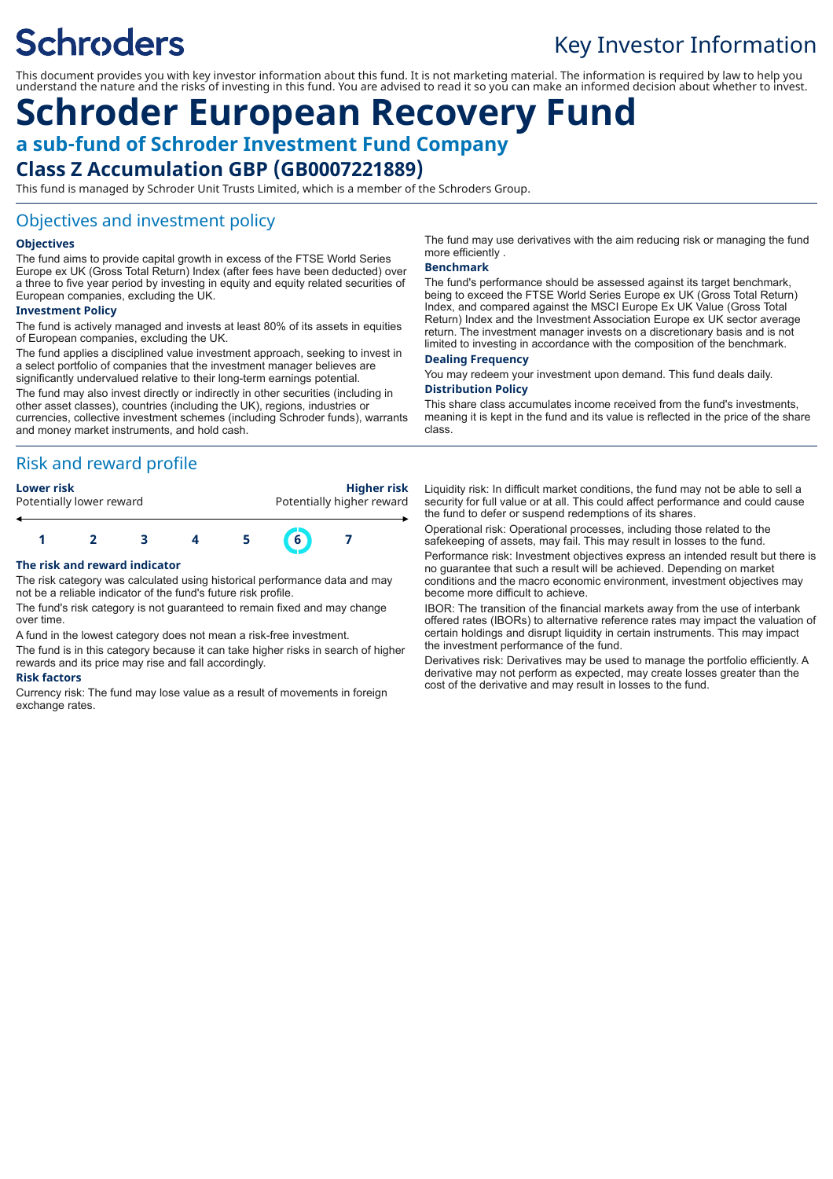# Schroders

Key Investor Information

This document provides you with key investor information about this fund. It is not marketing material. The information is required by law to help you understand the nature and the risks of investing in this fund. You are advised to read it so you can make an informed decision about whether to invest.

# Schroder European Recovery Fund

## a sub-fund of Schroder Investment Fund Company

## Class Z Accumulation GBP (GB0007221889)

This fund is managed by Schroder Unit Trusts Limited, which is a member of the Schroders Group.

## Objectives and investment policy

### Objectives

The fund aims to provide capital growth in excess of the FTSE World Series Europe ex UK (Gross Total Return) Index (after fees have been deducted) over a three to five year period by investing in equity and equity related securities of European companies, excluding the UK.

### Investment Policy

The fund is actively managed and invests at least 80% of its assets in equities of European companies, excluding the UK.

The fund applies a disciplined value investment approach, seeking to invest in a select portfolio of companies that the investment manager believes are significantly undervalued relative to their long-term earnings potential.

The fund may also invest directly or indirectly in other securities (including in other asset classes), countries (including the UK), regions, industries or currencies, collective investment schemes (including Schroder funds), warrants and money market instruments, and hold cash.

The fund may use derivatives with the aim reducing risk or managing the fund more efficiently .

### Benchmark

The fund's performance should be assessed against its target benchmark, being to exceed the FTSE World Series Europe ex UK (Gross Total Return) Index, and compared against the MSCI Europe Ex UK Value (Gross Total Return) Index and the Investment Association Europe ex UK sector average return. The investment manager invests on a discretionary basis and is not limited to investing in accordance with the composition of the benchmark.

### Dealing Frequency

You may redeem your investment upon demand. This fund deals daily.

### Distribution Policy

This share class accumulates income received from the fund's investments, meaning it is kept in the fund and its value is reflected in the price of the share class.

## Risk and reward profile

**Lower risk** Potentially lower reward

**Higher risk** Potentially higher reward

1 2 3 4 5 **6** 7

### The risk and reward indicator

The risk category was calculated using historical performance data and may not be a reliable indicator of the fund's future risk profile.

The fund's risk category is not guaranteed to remain fixed and may change over time.

A fund in the lowest category does not mean a risk-free investment.

The fund is in this category because it can take higher risks in search of higher rewards and its price may rise and fall accordingly.

### Risk factors

Currency risk: The fund may lose value as a result of movements in foreign exchange rates.

Liquidity risk: In difficult market conditions, the fund may not be able to sell a security for full value or at all. This could affect performance and could cause the fund to defer or suspend redemptions of its shares.

Operational risk: Operational processes, including those related to the safekeeping of assets, may fail. This may result in losses to the fund.

Performance risk: Investment objectives express an intended result but there is no guarantee that such a result will be achieved. Depending on market conditions and the macro economic environment, investment objectives may become more difficult to achieve.

IBOR: The transition of the financial markets away from the use of interbank offered rates (IBORs) to alternative reference rates may impact the valuation of certain holdings and disrupt liquidity in certain instruments. This may impact the investment performance of the fund.

Derivatives risk: Derivatives may be used to manage the portfolio efficiently. A derivative may not perform as expected, may create losses greater than the cost of the derivative and may result in losses to the fund.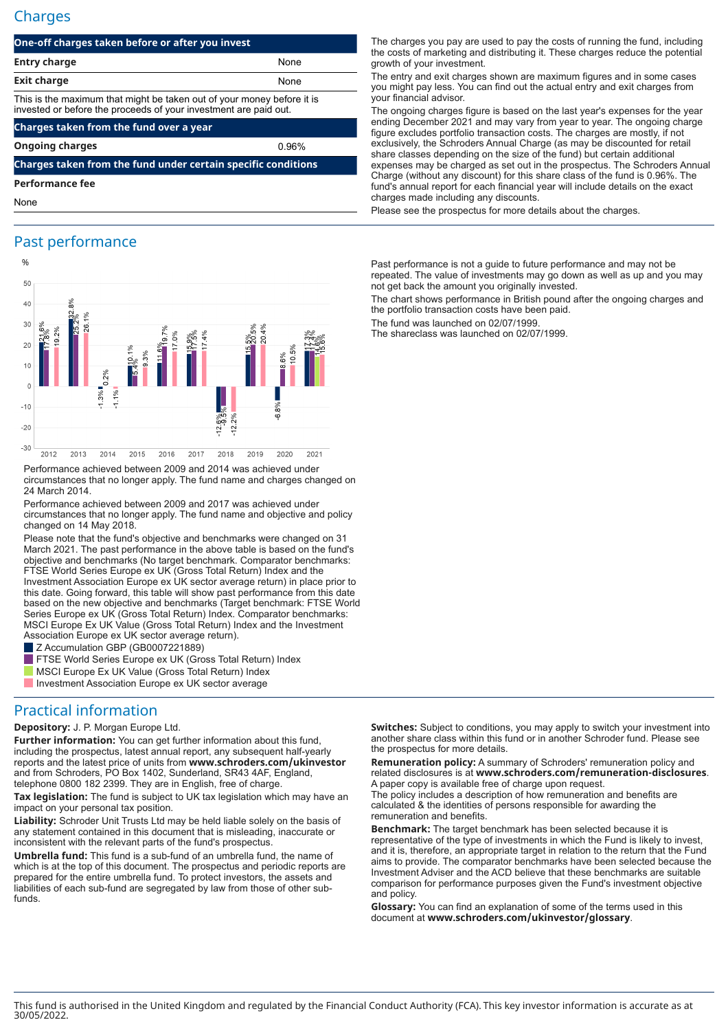## Charges

| One-off charges taken before or after you invest | |
|---|---|
| **Entry charge** | None |
| **Exit charge** | None |
| This is the maximum that might be taken out of your money before it is invested or before the proceeds of your investment are paid out. | |
| **Charges taken from the fund over a year** | |
| **Ongoing charges** | 0.96% |
| **Charges taken from the fund under certain specific conditions** | |
| **Performance fee** | |
| None | |

The charges you pay are used to pay the costs of running the fund, including the costs of marketing and distributing it. These charges reduce the potential growth of your investment.

The entry and exit charges shown are maximum figures and in some cases you might pay less. You can find out the actual entry and exit charges from your financial advisor.

The ongoing charges figure is based on the last year's expenses for the year ending December 2021 and may vary from year to year. The ongoing charge figure excludes portfolio transaction costs. The charges are mostly, if not exclusively, the Schroders Annual Charge (as may be discounted for retail share classes depending on the size of the fund) but certain additional expenses may be charged as set out in the prospectus. The Schroders Annual Charge (without any discount) for this share class of the fund is 0.96%. The fund's annual report for each financial year will include details on the exact charges made including any discounts.

Please see the prospectus for more details about the charges.

## Past performance

%

50
40
30
20
10
0
-10
-20
-30

2012: 21.6% 17.8% 19.2%
2013: 32.8% 25.2% 26.1%
2014: -1.3% 0.2% -1.1%
2015: 10.1% 5.4% 9.3%
2016: 11.6% 19.7% 17.0%
2017: 15.9% 17.5% 17.4%
2018: -12.6% -9.5% -12.2%
2019: 15.5% 20.5% 20.4%
2020: -6.8% 8.6% 10.5%
2021: 17.3% 17.4% 14.6% 15.6%

Performance achieved between 2009 and 2014 was achieved under circumstances that no longer apply. The fund name and charges changed on 24 March 2014.

Performance achieved between 2009 and 2017 was achieved under circumstances that no longer apply. The fund name and objective and policy changed on 14 May 2018.

Please note that the fund's objective and benchmarks were changed on 31 March 2021. The past performance in the above table is based on the fund's objective and benchmarks (No target benchmark. Comparator benchmarks: FTSE World Series Europe ex UK (Gross Total Return) Index and the Investment Association Europe ex UK sector average return) in place prior to this date. Going forward, this table will show past performance from this date based on the new objective and benchmarks (Target benchmark: FTSE World Series Europe ex UK (Gross Total Return) Index. Comparator benchmarks: MSCI Europe Ex UK Value (Gross Total Return) Index and the Investment Association Europe ex UK sector average return).

- Z Accumulation GBP (GB0007221889)
- FTSE World Series Europe ex UK (Gross Total Return) Index
- MSCI Europe Ex UK Value (Gross Total Return) Index
- Investment Association Europe ex UK sector average

Past performance is not a guide to future performance and may not be repeated. The value of investments may go down as well as up and you may not get back the amount you originally invested.

The chart shows performance in British pound after the ongoing charges and the portfolio transaction costs have been paid.

The fund was launched on 02/07/1999.
The shareclass was launched on 02/07/1999.

## Practical information

**Depository:** J. P. Morgan Europe Ltd.

**Further information:** You can get further information about this fund, including the prospectus, latest annual report, any subsequent half-yearly reports and the latest price of units from **www.schroders.com/ukinvestor** and from Schroders, PO Box 1402, Sunderland, SR43 4AF, England, telephone 0800 182 2399. They are in English, free of charge.

**Tax legislation:** The fund is subject to UK tax legislation which may have an impact on your personal tax position.

**Liability:** Schroder Unit Trusts Ltd may be held liable solely on the basis of any statement contained in this document that is misleading, inaccurate or inconsistent with the relevant parts of the fund's prospectus.

**Umbrella fund:** This fund is a sub-fund of an umbrella fund, the name of which is at the top of this document. The prospectus and periodic reports are prepared for the entire umbrella fund. To protect investors, the assets and liabilities of each sub-fund are segregated by law from those of other sub-funds.

**Switches:** Subject to conditions, you may apply to switch your investment into another share class within this fund or in another Schroder fund. Please see the prospectus for more details.

**Remuneration policy:** A summary of Schroders' remuneration policy and related disclosures is at **www.schroders.com/remuneration-disclosures**. A paper copy is available free of charge upon request.
The policy includes a description of how remuneration and benefits are calculated & the identities of persons responsible for awarding the remuneration and benefits.

**Benchmark:** The target benchmark has been selected because it is representative of the type of investments in which the Fund is likely to invest, and it is, therefore, an appropriate target in relation to the return that the Fund aims to provide. The comparator benchmarks have been selected because the Investment Adviser and the ACD believe that these benchmarks are suitable comparison for performance purposes given the Fund's investment objective and policy.

**Glossary:** You can find an explanation of some of the terms used in this document at **www.schroders.com/ukinvestor/glossary**.

This fund is authorised in the United Kingdom and regulated by the Financial Conduct Authority (FCA). This key investor information is accurate as at 30/05/2022.